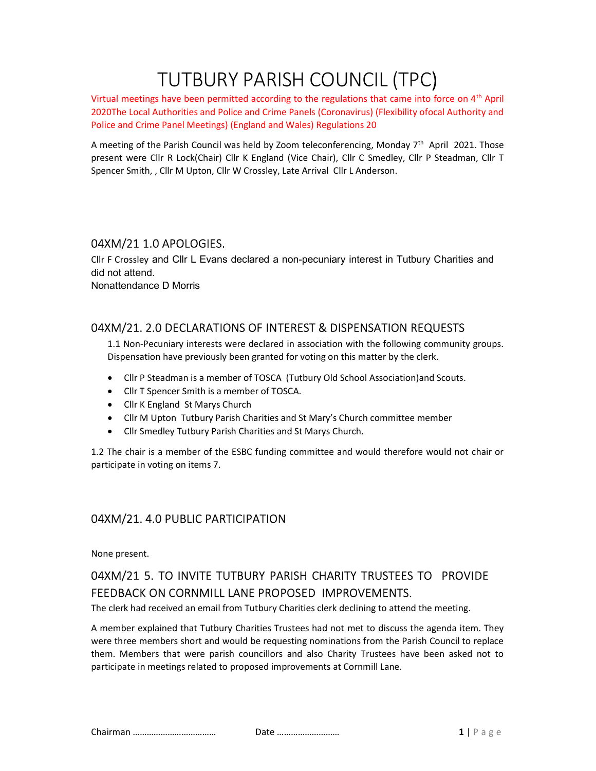# TUTBURY PARISH COUNCIL (TPC)

Virtual meetings have been permitted according to the regulations that came into force on 4th April 2020The Local Authorities and Police and Crime Panels (Coronavirus) (Flexibility ofocal Authority and Police and Crime Panel Meetings) (England and Wales) Regulations 20

A meeting of the Parish Council was held by Zoom teleconferencing, Monday 7th April 2021. Those present were Cllr R Lock(Chair) Cllr K England (Vice Chair), Cllr C Smedley, Cllr P Steadman, Cllr T Spencer Smith, , Cllr M Upton, Cllr W Crossley, Late Arrival Cllr L Anderson.

## 04XM/21 1.0 APOLOGIES.

Cllr F Crossley and Cllr L Evans declared a non-pecuniary interest in Tutbury Charities and did not attend.
Nonattendance D Morris

## 04XM/21. 2.0 DECLARATIONS OF INTEREST & DISPENSATION REQUESTS

1.1 Non-Pecuniary interests were declared in association with the following community groups. Dispensation have previously been granted for voting on this matter by the clerk.

- Cllr P Steadman is a member of TOSCA (Tutbury Old School Association)and Scouts.
- Cllr T Spencer Smith is a member of TOSCA.
- Cllr K England St Marys Church
- Cllr M Upton Tutbury Parish Charities and St Mary's Church committee member
- Cllr Smedley Tutbury Parish Charities and St Marys Church.

1.2 The chair is a member of the ESBC funding committee and would therefore would not chair or participate in voting on items 7.

## 04XM/21. 4.0 PUBLIC PARTICIPATION

None present.

## 04XM/21 5. TO INVITE TUTBURY PARISH CHARITY TRUSTEES TO PROVIDE FEEDBACK ON CORNMILL LANE PROPOSED IMPROVEMENTS.

The clerk had received an email from Tutbury Charities clerk declining to attend the meeting.

A member explained that Tutbury Charities Trustees had not met to discuss the agenda item. They were three members short and would be requesting nominations from the Parish Council to replace them. Members that were parish councillors and also Charity Trustees have been asked not to participate in meetings related to proposed improvements at Cornmill Lane.

Chairman ……………………………… Date ………………………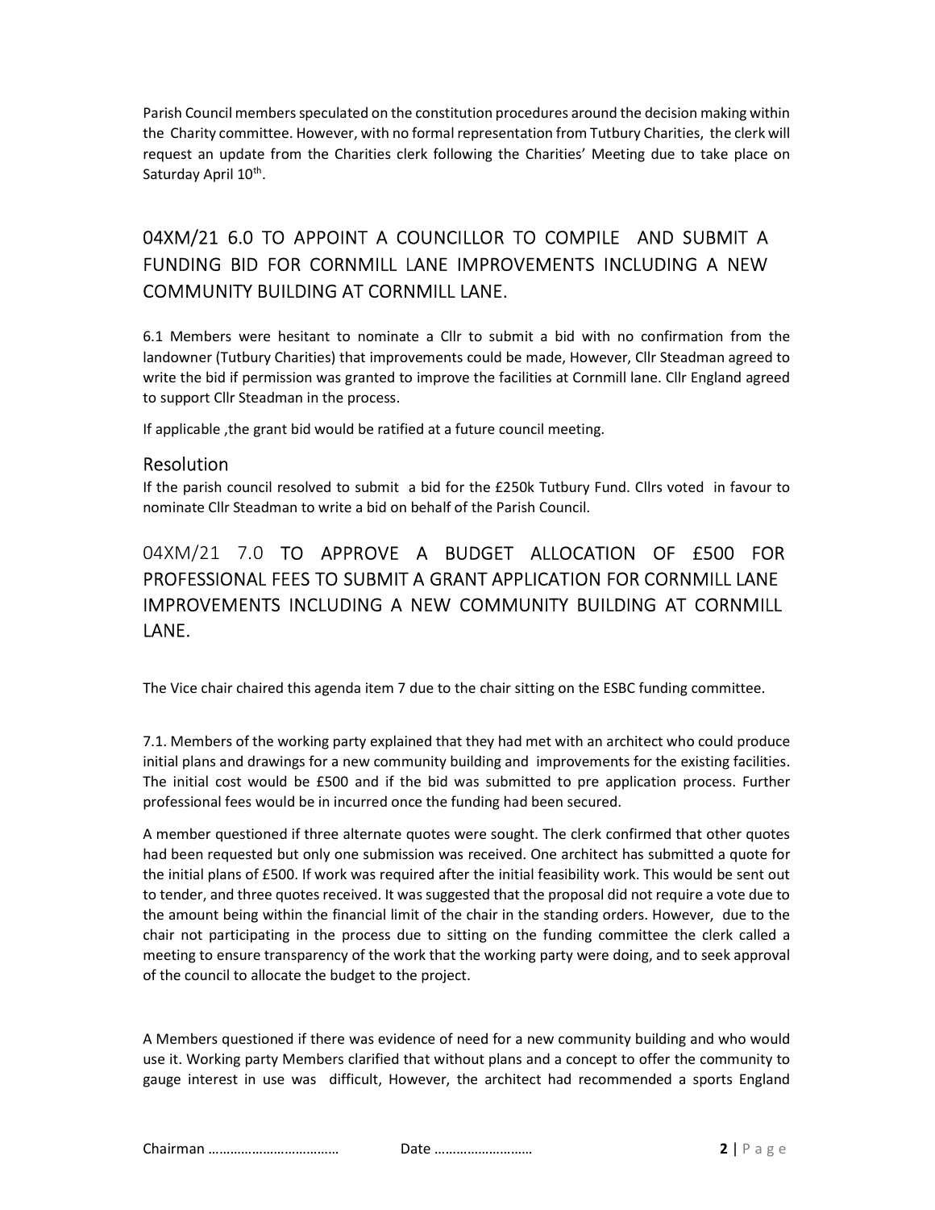Parish Council members speculated on the constitution procedures around the decision making within the Charity committee. However, with no formal representation from Tutbury Charities, the clerk will request an update from the Charities clerk following the Charities' Meeting due to take place on Saturday April 10th.

## 04XM/21 6.0 TO APPOINT A COUNCILLOR TO COMPILE AND SUBMIT A FUNDING BID FOR CORNMILL LANE IMPROVEMENTS INCLUDING A NEW COMMUNITY BUILDING AT CORNMILL LANE.

6.1 Members were hesitant to nominate a Cllr to submit a bid with no confirmation from the landowner (Tutbury Charities) that improvements could be made, However, Cllr Steadman agreed to write the bid if permission was granted to improve the facilities at Cornmill lane. Cllr England agreed to support Cllr Steadman in the process.

If applicable ,the grant bid would be ratified at a future council meeting.

### Resolution

If the parish council resolved to submit a bid for the £250k Tutbury Fund. Cllrs voted in favour to nominate Cllr Steadman to write a bid on behalf of the Parish Council.

## 04XM/21 7.0 TO APPROVE A BUDGET ALLOCATION OF £500 FOR PROFESSIONAL FEES TO SUBMIT A GRANT APPLICATION FOR CORNMILL LANE IMPROVEMENTS INCLUDING A NEW COMMUNITY BUILDING AT CORNMILL LANE.

The Vice chair chaired this agenda item 7 due to the chair sitting on the ESBC funding committee.

7.1. Members of the working party explained that they had met with an architect who could produce initial plans and drawings for a new community building and improvements for the existing facilities. The initial cost would be £500 and if the bid was submitted to pre application process. Further professional fees would be in incurred once the funding had been secured.

A member questioned if three alternate quotes were sought. The clerk confirmed that other quotes had been requested but only one submission was received. One architect has submitted a quote for the initial plans of £500. If work was required after the initial feasibility work. This would be sent out to tender, and three quotes received. It was suggested that the proposal did not require a vote due to the amount being within the financial limit of the chair in the standing orders. However, due to the chair not participating in the process due to sitting on the funding committee the clerk called a meeting to ensure transparency of the work that the working party were doing, and to seek approval of the council to allocate the budget to the project.

A Members questioned if there was evidence of need for a new community building and who would use it. Working party Members clarified that without plans and a concept to offer the community to gauge interest in use was difficult, However, the architect had recommended a sports England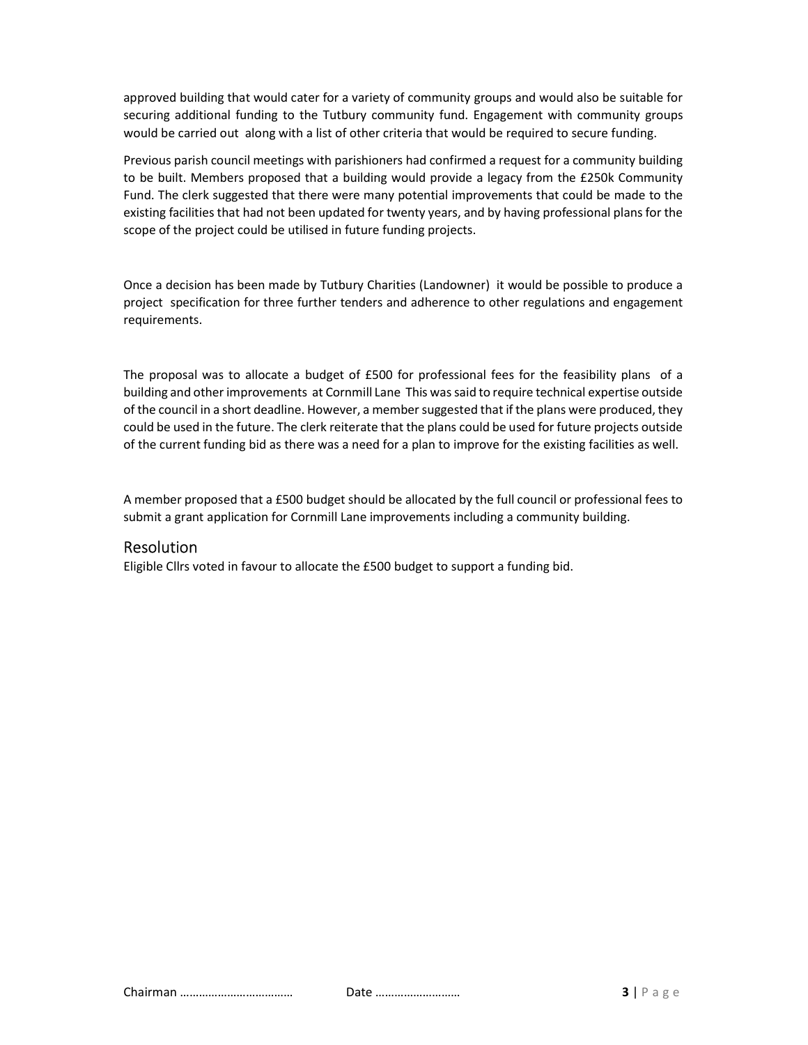approved building that would cater for a variety of community groups and would also be suitable for securing additional funding to the Tutbury community fund. Engagement with community groups would be carried out along with a list of other criteria that would be required to secure funding.

Previous parish council meetings with parishioners had confirmed a request for a community building to be built. Members proposed that a building would provide a legacy from the £250k Community Fund. The clerk suggested that there were many potential improvements that could be made to the existing facilities that had not been updated for twenty years, and by having professional plans for the scope of the project could be utilised in future funding projects.

Once a decision has been made by Tutbury Charities (Landowner) it would be possible to produce a project specification for three further tenders and adherence to other regulations and engagement requirements.

The proposal was to allocate a budget of £500 for professional fees for the feasibility plans of a building and other improvements at Cornmill Lane This was said to require technical expertise outside of the council in a short deadline. However, a member suggested that if the plans were produced, they could be used in the future. The clerk reiterate that the plans could be used for future projects outside of the current funding bid as there was a need for a plan to improve for the existing facilities as well.

A member proposed that a £500 budget should be allocated by the full council or professional fees to submit a grant application for Cornmill Lane improvements including a community building.

## Resolution

Eligible Cllrs voted in favour to allocate the £500 budget to support a funding bid.

Chairman ……………………………… Date ………………………